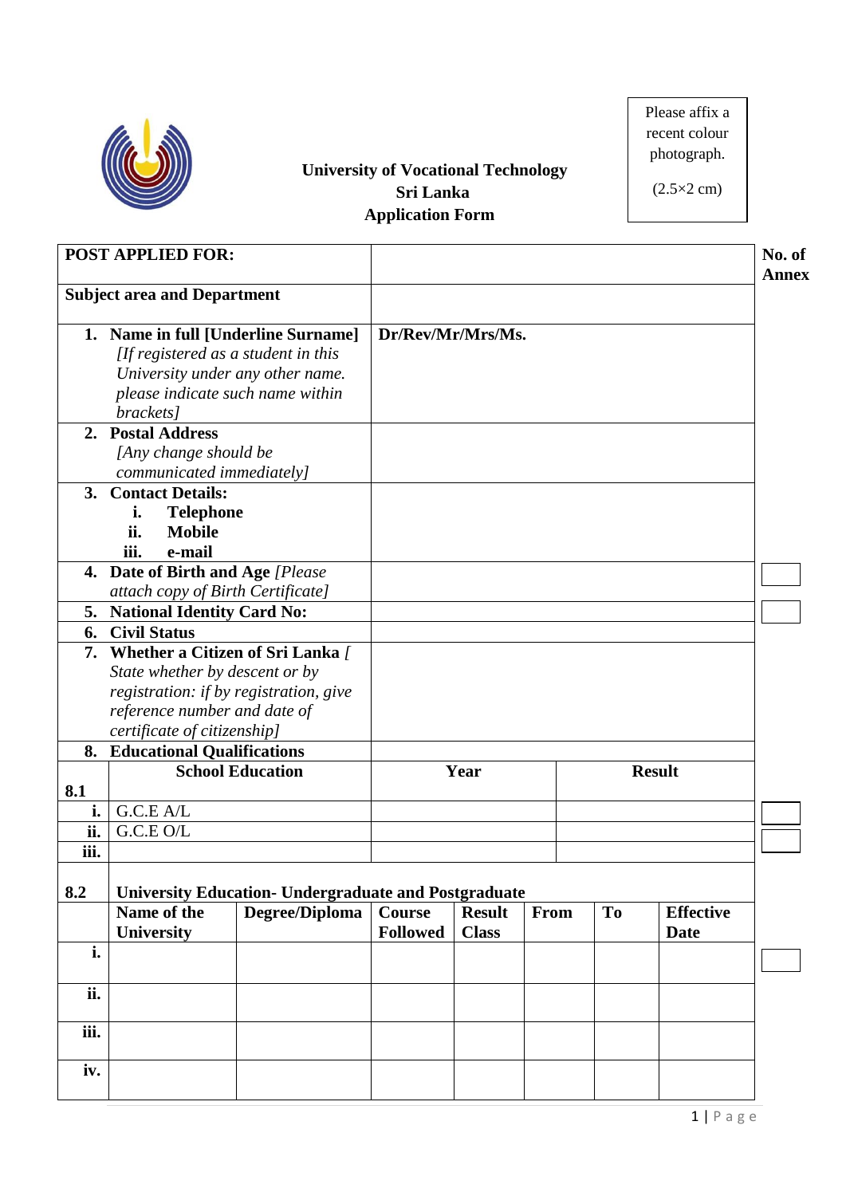**University of Vocational Technology**
**Sri Lanka**
**Application Form**

Please affix a recent colour photograph.

(2.5×2 cm)

| **POST APPLIED FOR:** | | **No. of Annex** |
|---|---|---|
| **Subject area and Department** | | |
| **1. Name in full [Underline Surname]** *[If registered as a student in this University under any other name. please indicate such name within brackets]* | **Dr/Rev/Mr/Mrs/Ms.** | |
| **2. Postal Address** *[Any change should be communicated immediately]* | | |
| **3. Contact Details:** **i. Telephone** **ii. Mobile** **iii. e-mail** | | |
| **4. Date of Birth and Age** *[Please attach copy of Birth Certificate]* | | |
| **5. National Identity Card No:** | | |
| **6. Civil Status** | | |
| **7. Whether a Citizen of Sri Lanka** *[ State whether by descent or by registration: if by registration, give reference number and date of certificate of citizenship]* | | |
| **8. Educational Qualifications** | | |

| **8.1** | **School Education** | **Year** | **Result** | |
|---|---|---|---|---|
| **i.** | G.C.E A/L | | | |
| **ii.** | G.C.E O/L | | | |
| **iii.** | | | | |

**8.2 University Education- Undergraduate and Postgraduate**

| | **Name of the University** | **Degree/Diploma** | **Course Followed** | **Result Class** | **From** | **To** | **Effective Date** | |
|---|---|---|---|---|---|---|---|---|
| **i.** | | | | | | | | |
| **ii.** | | | | | | | | |
| **iii.** | | | | | | | | |
| **iv.** | | | | | | | | |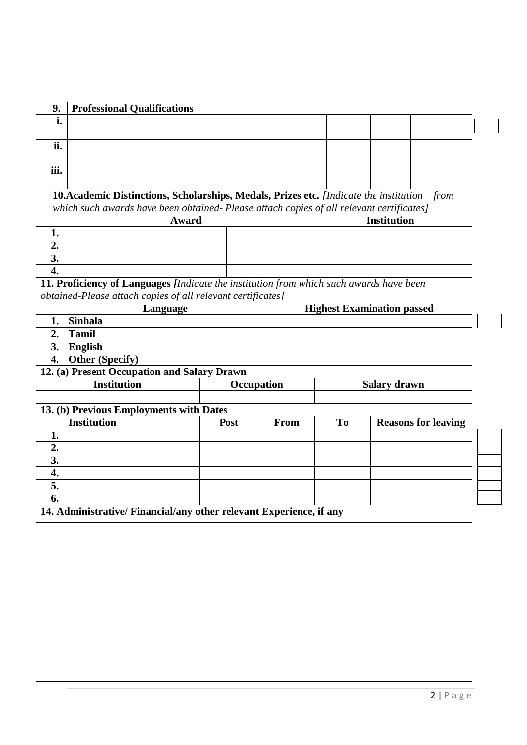| 9. | **Professional Qualifications** | | | | | |
|---|---|---|---|---|---|---|
| **i.** | | | | | | |
| **ii.** | | | | | | |
| **iii.** | | | | | | |

**10.Academic Distinctions, Scholarships, Medals, Prizes etc.** *[Indicate the institution from which such awards have been obtained- Please attach copies of all relevant certificates]*

| | **Award** | | **Institution** | |
|---|---|---|---|---|
| **1.** | | | | |
| **2.** | | | | |
| **3.** | | | | |
| **4.** | | | | |

**11. Proficiency of Languages** ***[****Indicate the institution from which such awards have been obtained-Please attach copies of all relevant certificates]*

| | **Language** | **Highest Examination passed** |
|---|---|---|
| **1.** | **Sinhala** | |
| **2.** | **Tamil** | |
| **3.** | **English** | |
| **4.** | **Other (Specify)** | |

**12. (a) Present Occupation and Salary Drawn**

| **Institution** | **Occupation** | **Salary drawn** |
|---|---|---|
| | | |

**13. (b) Previous Employments with Dates**

| | **Institution** | **Post** | **From** | **To** | **Reasons for leaving** |
|---|---|---|---|---|---|
| **1.** | | | | | |
| **2.** | | | | | |
| **3.** | | | | | |
| **4.** | | | | | |
| **5.** | | | | | |
| **6.** | | | | | |

**14. Administrative/ Financial/any other relevant Experience, if any**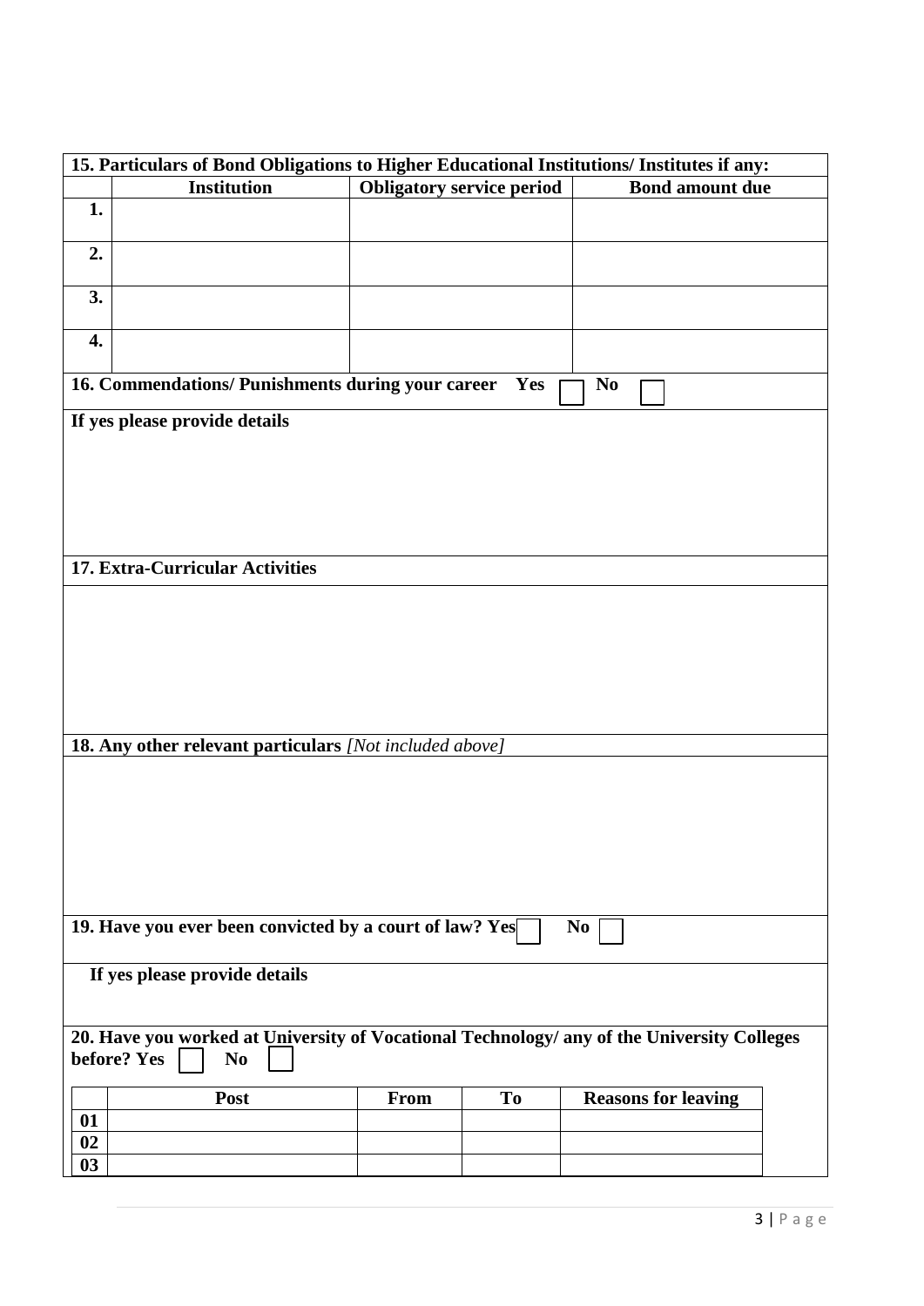**15. Particulars of Bond Obligations to Higher Educational Institutions/ Institutes if any:**

| | Institution | Obligatory service period | Bond amount due |
|---|---|---|---|
| **1.** | | | |
| **2.** | | | |
| **3.** | | | |
| **4.** | | | |

**16. Commendations/ Punishments during your career Yes ☐ No ☐**

**If yes please provide details**

**17. Extra-Curricular Activities**

**18. Any other relevant particulars** *[Not included above]*

**19. Have you ever been convicted by a court of law? Yes ☐ No ☐**

**If yes please provide details**

**20. Have you worked at University of Vocational Technology/ any of the University Colleges before? Yes ☐ No ☐**

| | Post | From | To | Reasons for leaving |
|---|---|---|---|---|
| **01** | | | | |
| **02** | | | | |
| **03** | | | | |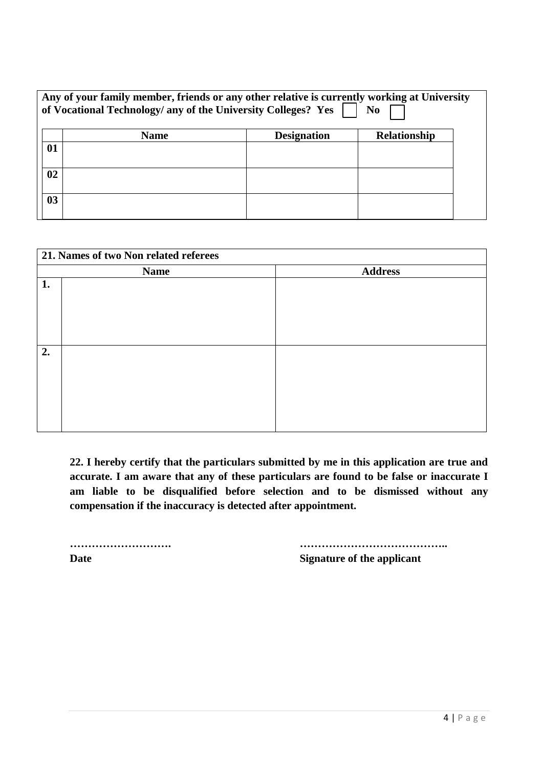**Any of your family member, friends or any other relative is currently working at University of Vocational Technology/ any of the University Colleges? Yes ☐ No ☐**

| | Name | Designation | Relationship |
|---|---|---|---|
| **01** | | | |
| **02** | | | |
| **03** | | | |

**21. Names of two Non related referees**

| | Name | Address |
|---|---|---|
| **1.** | | |
| **2.** | | |

**22. I hereby certify that the particulars submitted by me in this application are true and accurate. I am aware that any of these particulars are found to be false or inaccurate I am liable to be disqualified before selection and to be dismissed without any compensation if the inaccuracy is detected after appointment.**

**……………………….** **…………………………………..**

**Date** **Signature of the applicant**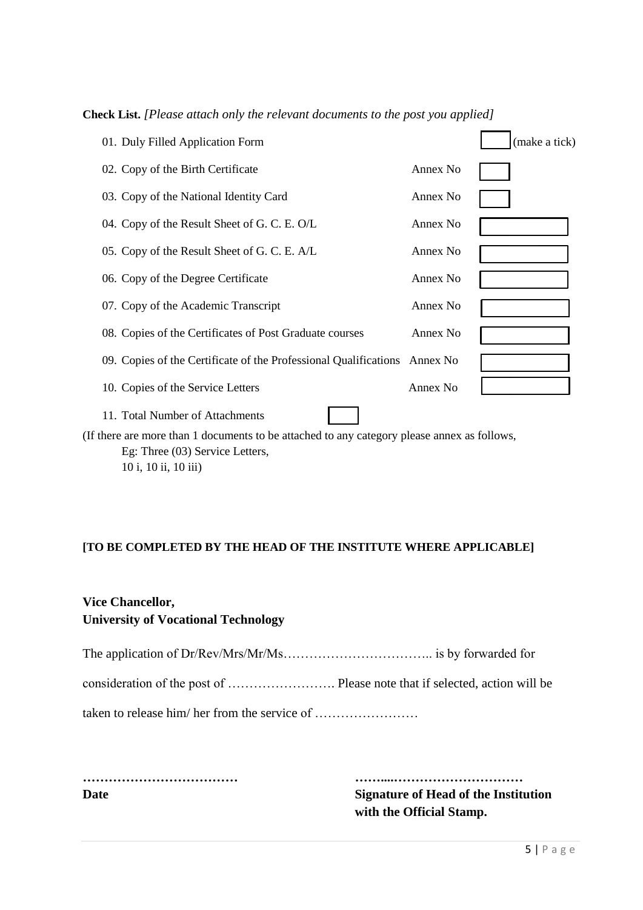**Check List.** *[Please attach only the relevant documents to the post you applied]*

| | | |
|---|---|---|
| 01. Duly Filled Application Form | | (make a tick) |
| 02. Copy of the Birth Certificate | Annex No | |
| 03. Copy of the National Identity Card | Annex No | |
| 04. Copy of the Result Sheet of G. C. E. O/L | Annex No | |
| 05. Copy of the Result Sheet of G. C. E. A/L | Annex No | |
| 06. Copy of the Degree Certificate | Annex No | |
| 07. Copy of the Academic Transcript | Annex No | |
| 08. Copies of the Certificates of Post Graduate courses | Annex No | |
| 09. Copies of the Certificate of the Professional Qualifications | Annex No | |
| 10. Copies of the Service Letters | Annex No | |
| 11. Total Number of Attachments | | |

(If there are more than 1 documents to be attached to any category please annex as follows,
Eg: Three (03) Service Letters,
10 i, 10 ii, 10 iii)

**[TO BE COMPLETED BY THE HEAD OF THE INSTITUTE WHERE APPLICABLE]**

**Vice Chancellor,**
**University of Vocational Technology**

The application of Dr/Rev/Mrs/Mr/Ms…………………………….. is by forwarded for consideration of the post of ……………………. Please note that if selected, action will be taken to release him/ her from the service of ……………………

………………………………
**Date**

……....…………………………
**Signature of Head of the Institution with the Official Stamp.**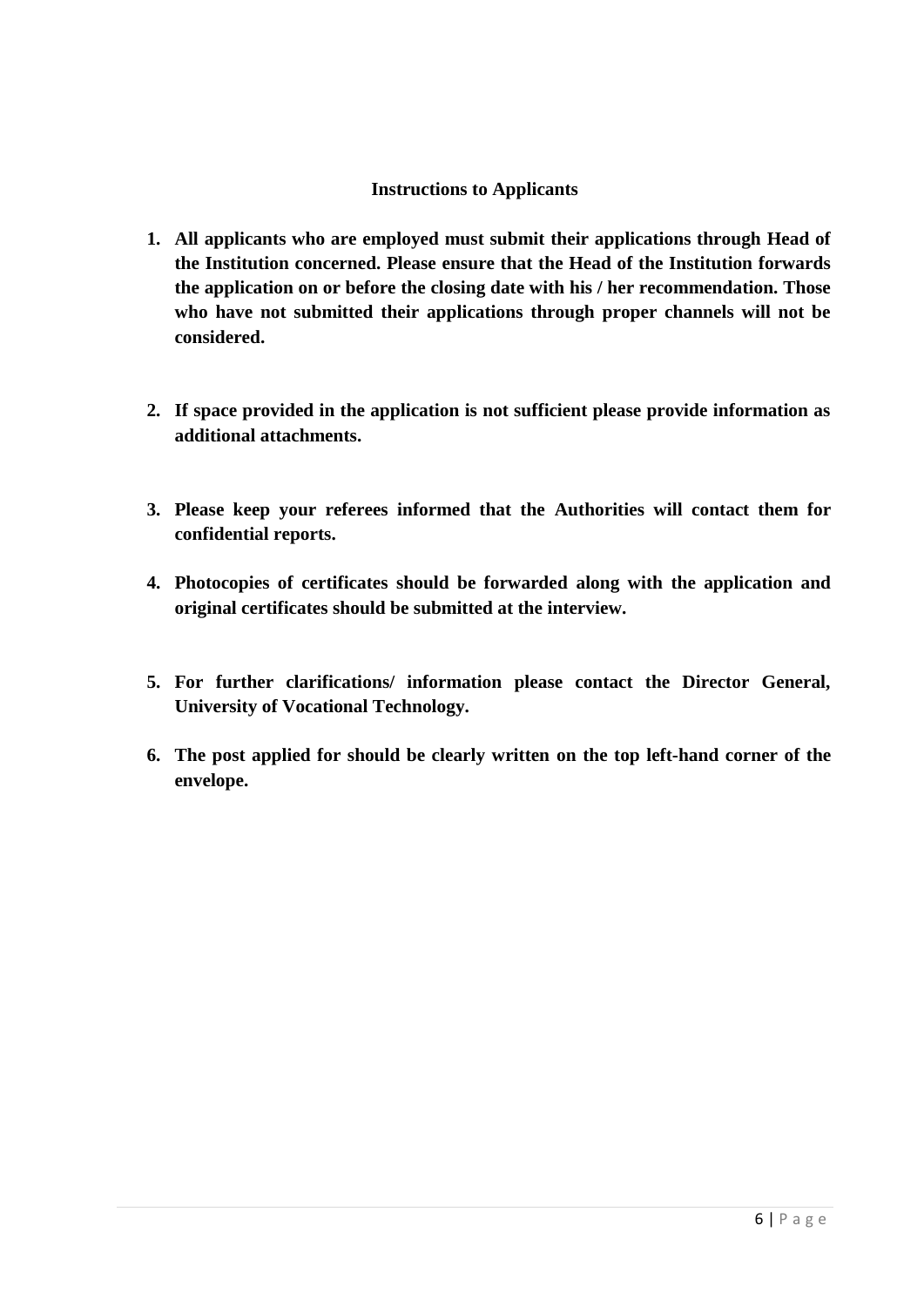### Instructions to Applicants

1. **All applicants who are employed must submit their applications through Head of the Institution concerned. Please ensure that the Head of the Institution forwards the application on or before the closing date with his / her recommendation. Those who have not submitted their applications through proper channels will not be considered.**

2. **If space provided in the application is not sufficient please provide information as additional attachments.**

3. **Please keep your referees informed that the Authorities will contact them for confidential reports.**

4. **Photocopies of certificates should be forwarded along with the application and original certificates should be submitted at the interview.**

5. **For further clarifications/ information please contact the Director General, University of Vocational Technology.**

6. **The post applied for should be clearly written on the top left-hand corner of the envelope.**